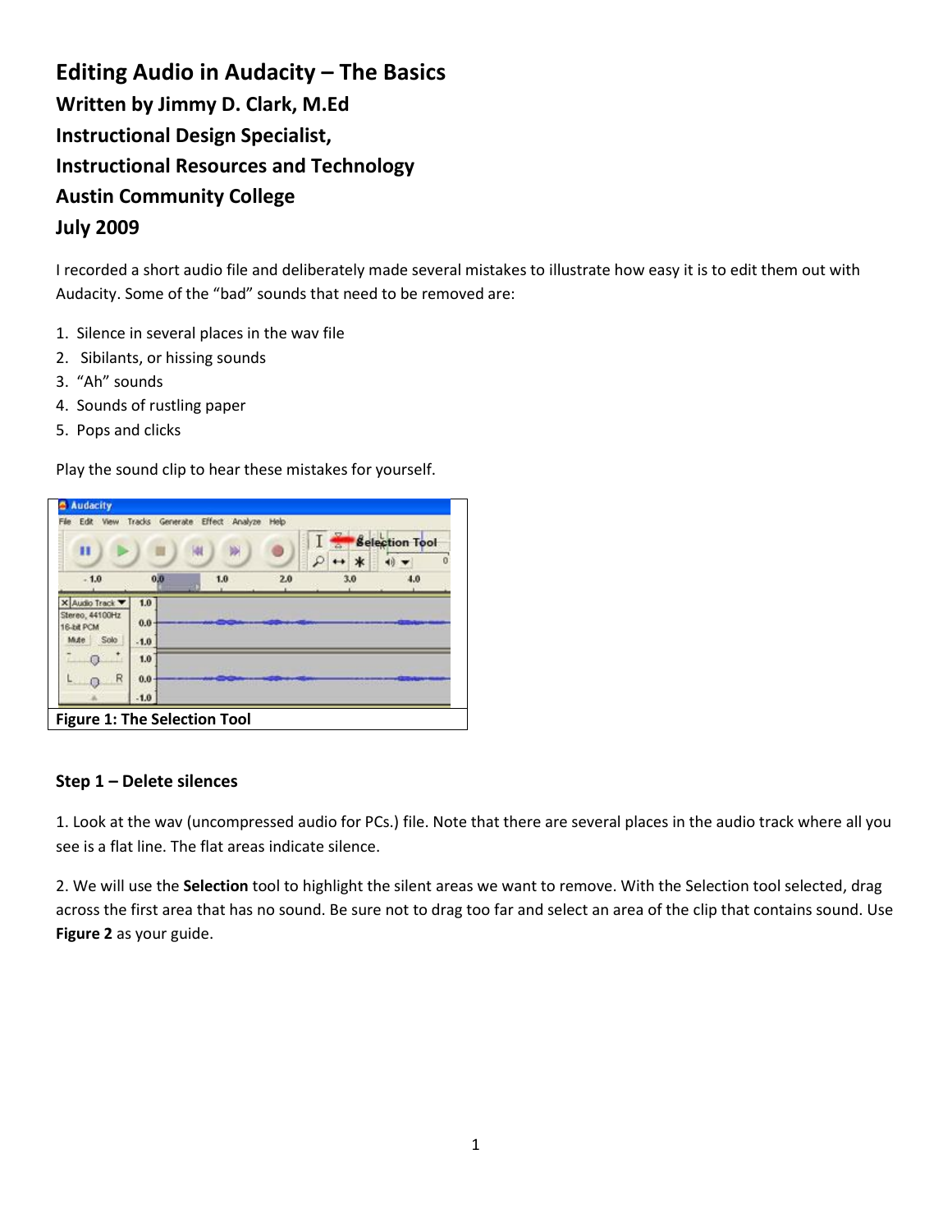# Editing Audio in Audacity – The Basics

## Written by Jimmy D. Clark, M.Ed

## Instructional Design Specialist,

## Instructional Resources and Technology

## Austin Community College

## July 2009

I recorded a short audio file and deliberately made several mistakes to illustrate how easy it is to edit them out with Audacity. Some of the "bad" sounds that need to be removed are:

1. Silence in several places in the wav file
2. Sibilants, or hissing sounds
3. "Ah" sounds
4. Sounds of rustling paper
5. Pops and clicks

Play the sound clip to hear these mistakes for yourself.

**Figure 1: The Selection Tool**

### Step 1 – Delete silences

1. Look at the wav (uncompressed audio for PCs.) file. Note that there are several places in the audio track where all you see is a flat line. The flat areas indicate silence.

2. We will use the **Selection** tool to highlight the silent areas we want to remove. With the Selection tool selected, drag across the first area that has no sound. Be sure not to drag too far and select an area of the clip that contains sound. Use **Figure 2** as your guide.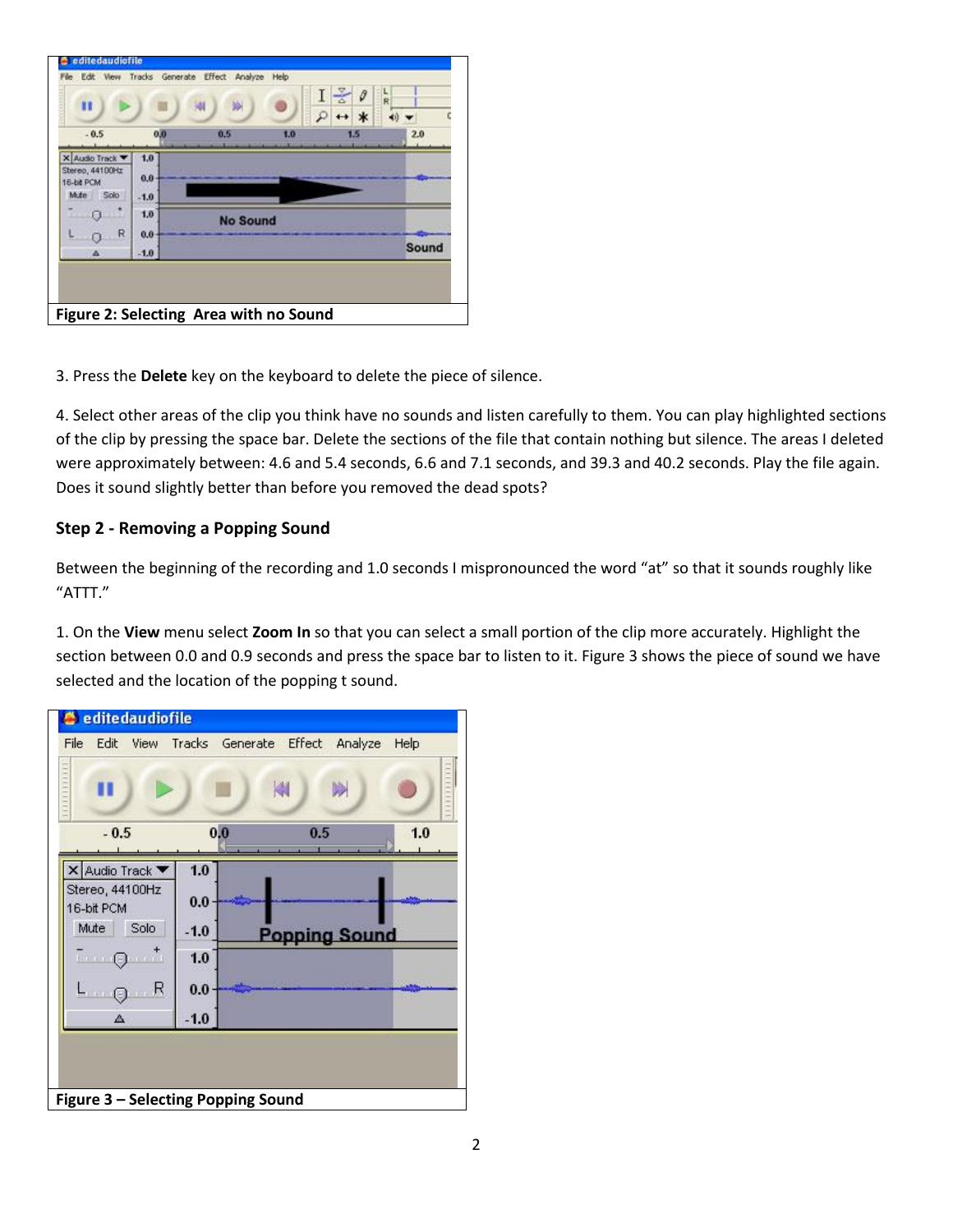Figure 2: Selecting  Area with no Sound

3. Press the **Delete** key on the keyboard to delete the piece of silence.

4. Select other areas of the clip you think have no sounds and listen carefully to them. You can play highlighted sections of the clip by pressing the space bar. Delete the sections of the file that contain nothing but silence. The areas I deleted were approximately between: 4.6 and 5.4 seconds, 6.6 and 7.1 seconds, and 39.3 and 40.2 seconds. Play the file again. Does it sound slightly better than before you removed the dead spots?

### Step 2 - Removing a Popping Sound

Between the beginning of the recording and 1.0 seconds I mispronounced the word “at” so that it sounds roughly like “ATTT.”

1. On the **View** menu select **Zoom In** so that you can select a small portion of the clip more accurately. Highlight the section between 0.0 and 0.9 seconds and press the space bar to listen to it. Figure 3 shows the piece of sound we have selected and the location of the popping t sound.

Figure 3 – Selecting Popping Sound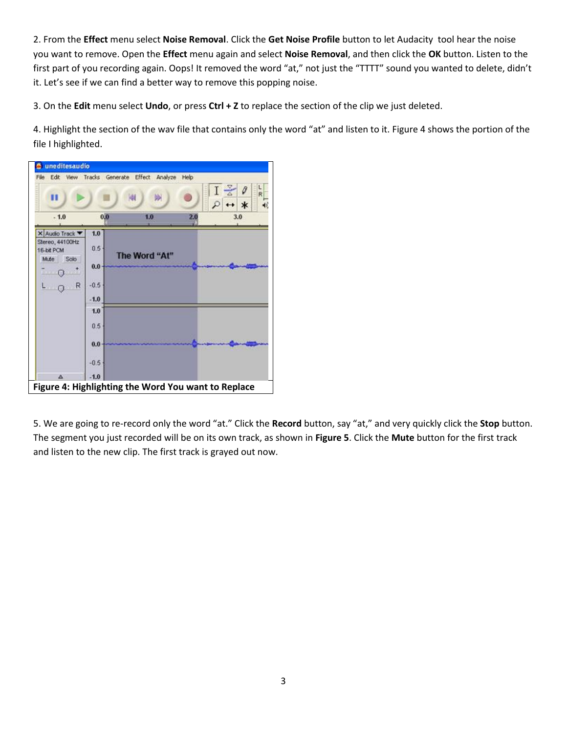2. From the **Effect** menu select **Noise Removal**. Click the **Get Noise Profile** button to let Audacity  tool hear the noise you want to remove. Open the **Effect** menu again and select **Noise Removal**, and then click the **OK** button. Listen to the first part of you recording again. Oops! It removed the word "at," not just the "TTTT" sound you wanted to delete, didn't it. Let's see if we can find a better way to remove this popping noise.

3. On the **Edit** menu select **Undo**, or press **Ctrl + Z** to replace the section of the clip we just deleted.

4. Highlight the section of the wav file that contains only the word "at" and listen to it. Figure 4 shows the portion of the file I highlighted.

**Figure 4: Highlighting the Word You want to Replace**

5. We are going to re-record only the word "at." Click the **Record** button, say "at," and very quickly click the **Stop** button. The segment you just recorded will be on its own track, as shown in **Figure 5**. Click the **Mute** button for the first track and listen to the new clip. The first track is grayed out now.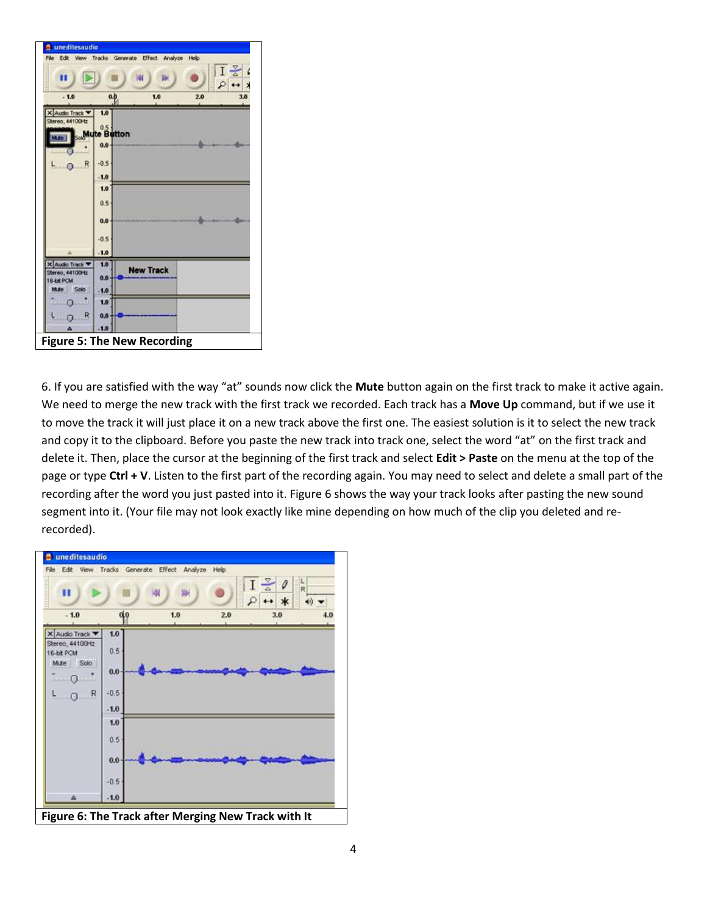Figure 5: The New Recording

6. If you are satisfied with the way “at” sounds now click the **Mute** button again on the first track to make it active again. We need to merge the new track with the first track we recorded. Each track has a **Move Up** command, but if we use it to move the track it will just place it on a new track above the first one. The easiest solution is it to select the new track and copy it to the clipboard. Before you paste the new track into track one, select the word “at” on the first track and delete it. Then, place the cursor at the beginning of the first track and select **Edit > Paste** on the menu at the top of the page or type **Ctrl + V**. Listen to the first part of the recording again. You may need to select and delete a small part of the recording after the word you just pasted into it. Figure 6 shows the way your track looks after pasting the new sound segment into it. (Your file may not look exactly like mine depending on how much of the clip you deleted and re-recorded).

Figure 6: The Track after Merging New Track with It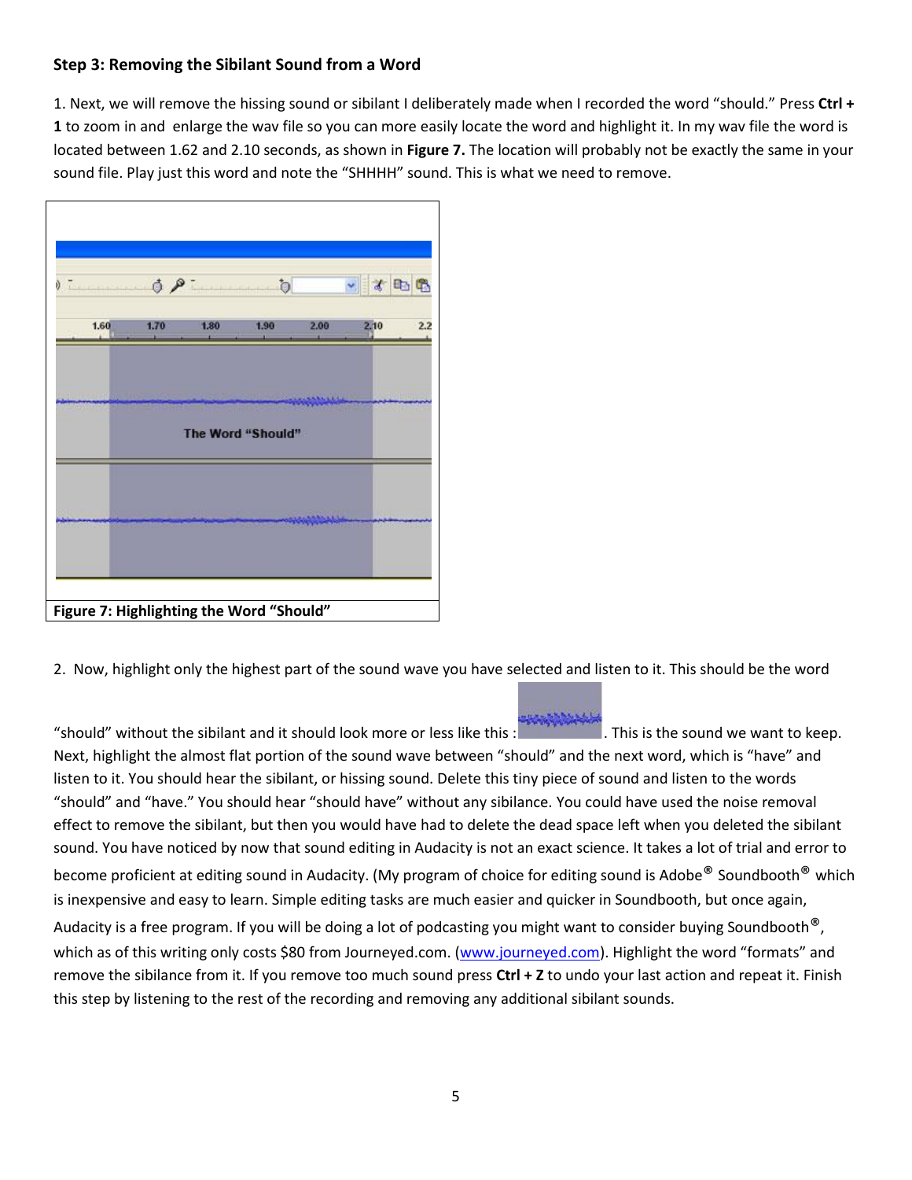### Step 3: Removing the Sibilant Sound from a Word

1. Next, we will remove the hissing sound or sibilant I deliberately made when I recorded the word "should." Press **Ctrl + 1** to zoom in and enlarge the wav file so you can more easily locate the word and highlight it. In my wav file the word is located between 1.62 and 2.10 seconds, as shown in **Figure 7.** The location will probably not be exactly the same in your sound file. Play just this word and note the "SHHHH" sound. This is what we need to remove.

**Figure 7: Highlighting the Word "Should"**

2. Now, highlight only the highest part of the sound wave you have selected and listen to it. This should be the word "should" without the sibilant and it should look more or less like this : . This is the sound we want to keep. Next, highlight the almost flat portion of the sound wave between "should" and the next word, which is "have" and listen to it. You should hear the sibilant, or hissing sound. Delete this tiny piece of sound and listen to the words "should" and "have." You should hear "should have" without any sibilance. You could have used the noise removal effect to remove the sibilant, but then you would have had to delete the dead space left when you deleted the sibilant sound. You have noticed by now that sound editing in Audacity is not an exact science. It takes a lot of trial and error to become proficient at editing sound in Audacity. (My program of choice for editing sound is Adobe® Soundbooth® which is inexpensive and easy to learn. Simple editing tasks are much easier and quicker in Soundbooth, but once again, Audacity is a free program. If you will be doing a lot of podcasting you might want to consider buying Soundbooth®, which as of this writing only costs $80 from Journeyed.com. (www.journeyed.com). Highlight the word "formats" and remove the sibilance from it. If you remove too much sound press **Ctrl + Z** to undo your last action and repeat it. Finish this step by listening to the rest of the recording and removing any additional sibilant sounds.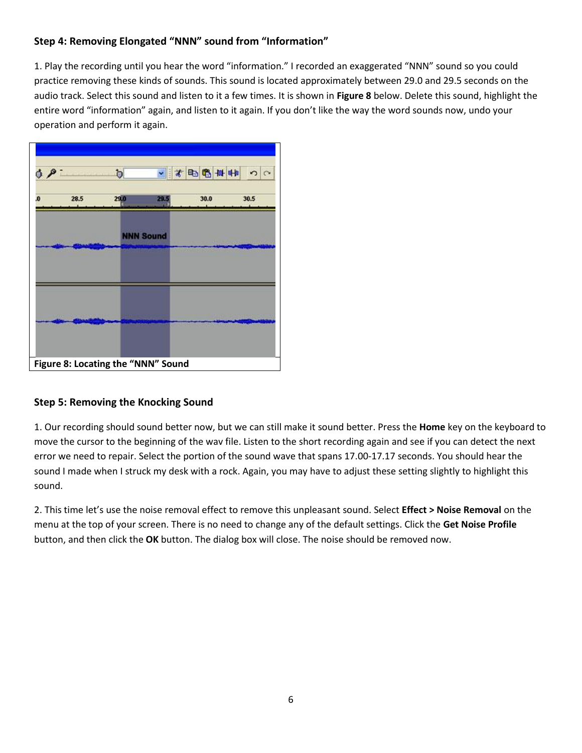### Step 4: Removing Elongated "NNN" sound from "Information"

1. Play the recording until you hear the word "information." I recorded an exaggerated "NNN" sound so you could practice removing these kinds of sounds. This sound is located approximately between 29.0 and 29.5 seconds on the audio track. Select this sound and listen to it a few times. It is shown in **Figure 8** below. Delete this sound, highlight the entire word "information" again, and listen to it again. If you don't like the way the word sounds now, undo your operation and perform it again.

**Figure 8: Locating the "NNN" Sound**

### Step 5: Removing the Knocking Sound

1. Our recording should sound better now, but we can still make it sound better. Press the **Home** key on the keyboard to move the cursor to the beginning of the wav file. Listen to the short recording again and see if you can detect the next error we need to repair. Select the portion of the sound wave that spans 17.00-17.17 seconds. You should hear the sound I made when I struck my desk with a rock. Again, you may have to adjust these setting slightly to highlight this sound.

2. This time let's use the noise removal effect to remove this unpleasant sound. Select **Effect > Noise Removal** on the menu at the top of your screen. There is no need to change any of the default settings. Click the **Get Noise Profile** button, and then click the **OK** button. The dialog box will close. The noise should be removed now.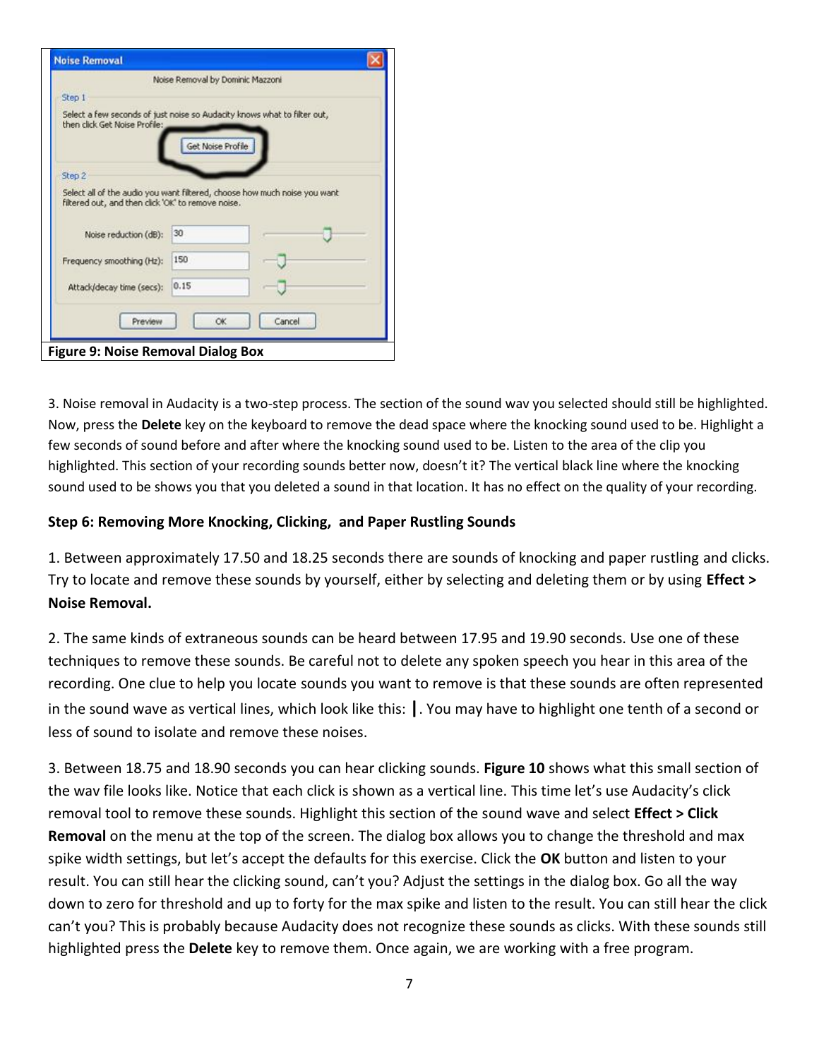Figure 9: Noise Removal Dialog Box

3. Noise removal in Audacity is a two-step process. The section of the sound wav you selected should still be highlighted. Now, press the **Delete** key on the keyboard to remove the dead space where the knocking sound used to be. Highlight a few seconds of sound before and after where the knocking sound used to be. Listen to the area of the clip you highlighted. This section of your recording sounds better now, doesn't it? The vertical black line where the knocking sound used to be shows you that you deleted a sound in that location. It has no effect on the quality of your recording.

**Step 6: Removing More Knocking, Clicking, and Paper Rustling Sounds**

1. Between approximately 17.50 and 18.25 seconds there are sounds of knocking and paper rustling and clicks. Try to locate and remove these sounds by yourself, either by selecting and deleting them or by using **Effect > Noise Removal.**

2. The same kinds of extraneous sounds can be heard between 17.95 and 19.90 seconds. Use one of these techniques to remove these sounds. Be careful not to delete any spoken speech you hear in this area of the recording. One clue to help you locate sounds you want to remove is that these sounds are often represented in the sound wave as vertical lines, which look like this: **|**. You may have to highlight one tenth of a second or less of sound to isolate and remove these noises.

3. Between 18.75 and 18.90 seconds you can hear clicking sounds. **Figure 10** shows what this small section of the wav file looks like. Notice that each click is shown as a vertical line. This time let's use Audacity's click removal tool to remove these sounds. Highlight this section of the sound wave and select **Effect > Click Removal** on the menu at the top of the screen. The dialog box allows you to change the threshold and max spike width settings, but let's accept the defaults for this exercise. Click the **OK** button and listen to your result. You can still hear the clicking sound, can't you? Adjust the settings in the dialog box. Go all the way down to zero for threshold and up to forty for the max spike and listen to the result. You can still hear the click can't you? This is probably because Audacity does not recognize these sounds as clicks. With these sounds still highlighted press the **Delete** key to remove them. Once again, we are working with a free program.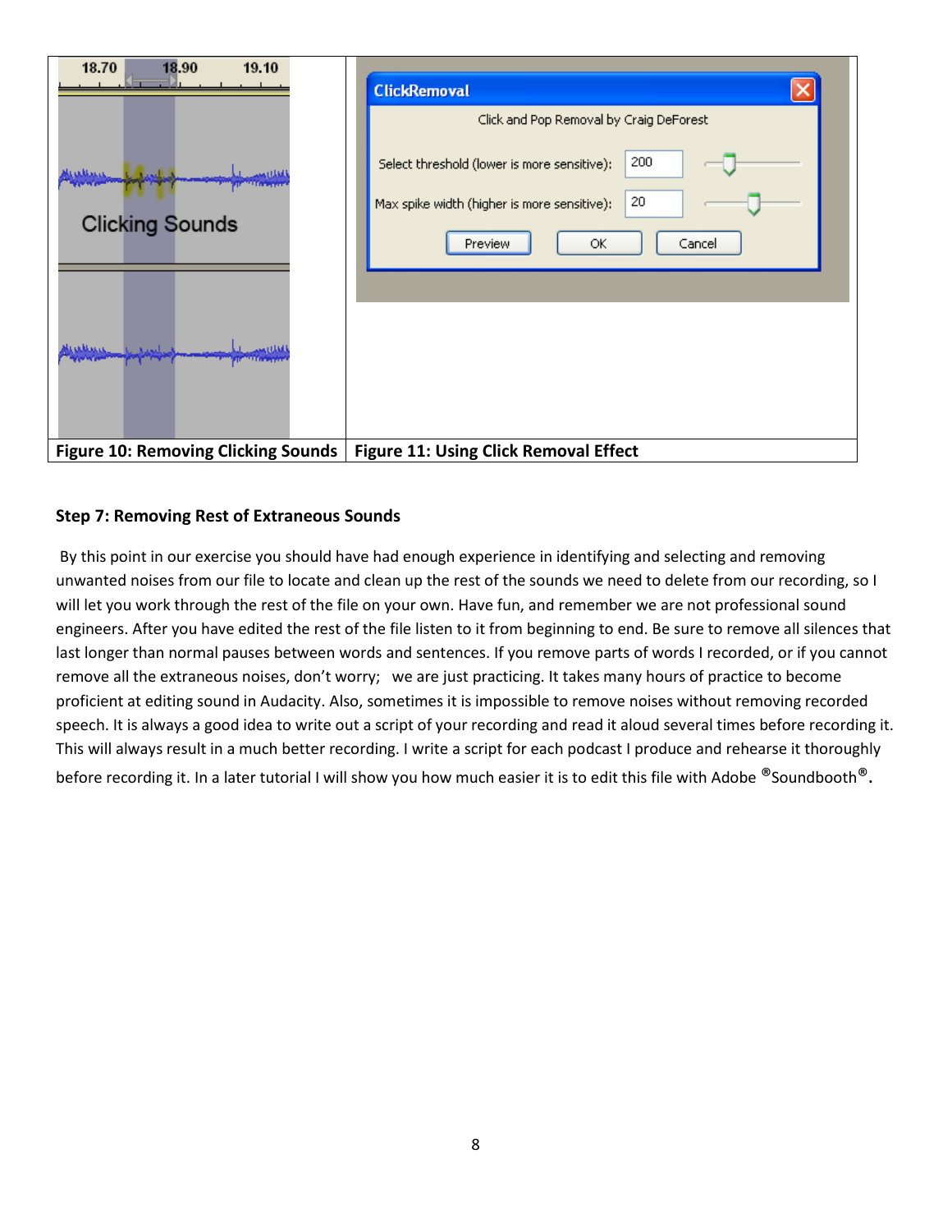| Figure 10: Removing Clicking Sounds | Figure 11: Using Click Removal Effect |
| --- | --- |

### Step 7: Removing Rest of Extraneous Sounds

By this point in our exercise you should have had enough experience in identifying and selecting and removing unwanted noises from our file to locate and clean up the rest of the sounds we need to delete from our recording, so I will let you work through the rest of the file on your own. Have fun, and remember we are not professional sound engineers. After you have edited the rest of the file listen to it from beginning to end. Be sure to remove all silences that last longer than normal pauses between words and sentences. If you remove parts of words I recorded, or if you cannot remove all the extraneous noises, don't worry; we are just practicing. It takes many hours of practice to become proficient at editing sound in Audacity. Also, sometimes it is impossible to remove noises without removing recorded speech. It is always a good idea to write out a script of your recording and read it aloud several times before recording it. This will always result in a much better recording. I write a script for each podcast I produce and rehearse it thoroughly before recording it. In a later tutorial I will show you how much easier it is to edit this file with Adobe ®Soundbooth®.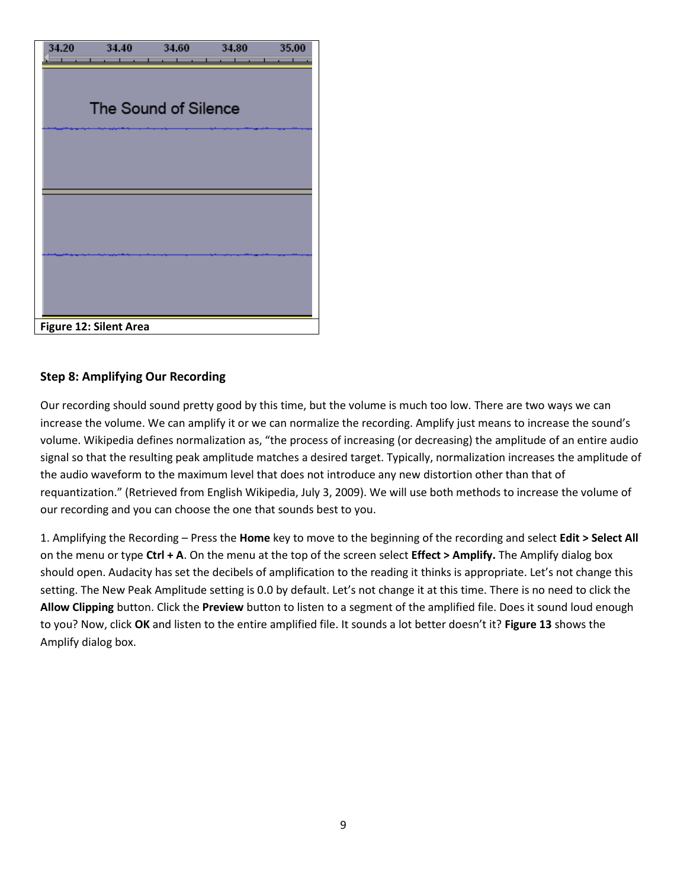Figure 12: Silent Area

### Step 8: Amplifying Our Recording

Our recording should sound pretty good by this time, but the volume is much too low. There are two ways we can increase the volume. We can amplify it or we can normalize the recording. Amplify just means to increase the sound's volume. Wikipedia defines normalization as, "the process of increasing (or decreasing) the amplitude of an entire audio signal so that the resulting peak amplitude matches a desired target. Typically, normalization increases the amplitude of the audio waveform to the maximum level that does not introduce any new distortion other than that of requantization." (Retrieved from English Wikipedia, July 3, 2009). We will use both methods to increase the volume of our recording and you can choose the one that sounds best to you.

1. Amplifying the Recording – Press the **Home** key to move to the beginning of the recording and select **Edit > Select All** on the menu or type **Ctrl + A**. On the menu at the top of the screen select **Effect > Amplify.** The Amplify dialog box should open. Audacity has set the decibels of amplification to the reading it thinks is appropriate. Let's not change this setting. The New Peak Amplitude setting is 0.0 by default. Let's not change it at this time. There is no need to click the **Allow Clipping** button. Click the **Preview** button to listen to a segment of the amplified file. Does it sound loud enough to you? Now, click **OK** and listen to the entire amplified file. It sounds a lot better doesn't it? **Figure 13** shows the Amplify dialog box.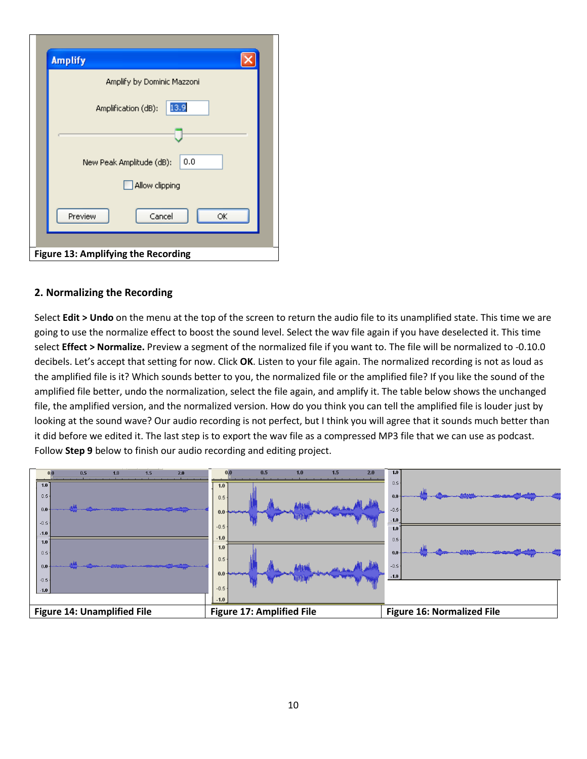Figure 13: Amplifying the Recording

## 2. Normalizing the Recording

Select **Edit > Undo** on the menu at the top of the screen to return the audio file to its unamplified state. This time we are going to use the normalize effect to boost the sound level. Select the wav file again if you have deselected it. This time select **Effect > Normalize.** Preview a segment of the normalized file if you want to. The file will be normalized to -0.10.0 decibels. Let's accept that setting for now. Click **OK**. Listen to your file again. The normalized recording is not as loud as the amplified file is it? Which sounds better to you, the normalized file or the amplified file? If you like the sound of the amplified file better, undo the normalization, select the file again, and amplify it. The table below shows the unchanged file, the amplified version, and the normalized version. How do you think you can tell the amplified file is louder just by looking at the sound wave? Our audio recording is not perfect, but I think you will agree that it sounds much better than it did before we edited it. The last step is to export the wav file as a compressed MP3 file that we can use as podcast. Follow **Step 9** below to finish our audio recording and editing project.

| Figure 14: Unamplified File | Figure 17: Amplified File | Figure 16: Normalized File |
|---|---|---|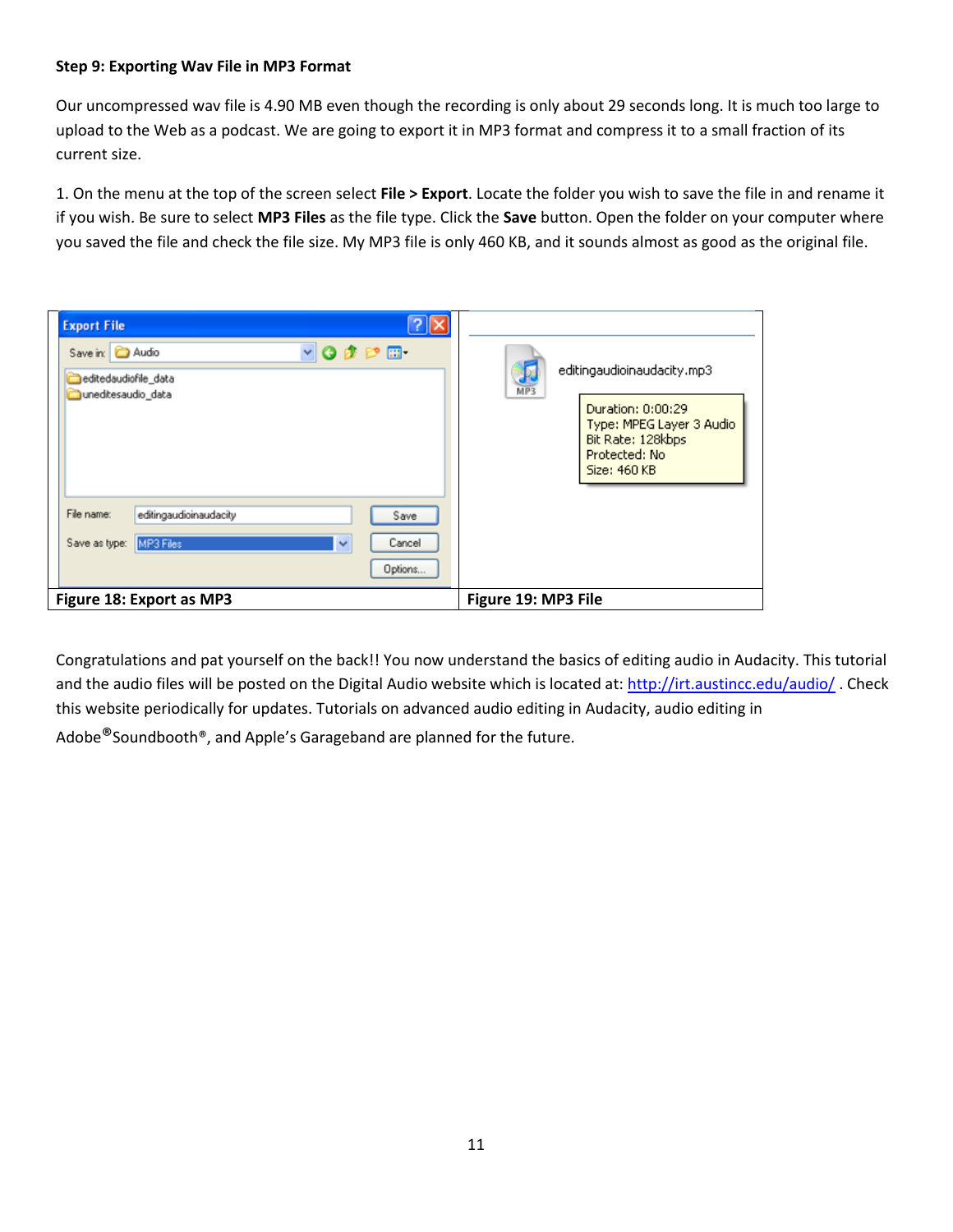**Step 9: Exporting Wav File in MP3 Format**

Our uncompressed wav file is 4.90 MB even though the recording is only about 29 seconds long. It is much too large to upload to the Web as a podcast. We are going to export it in MP3 format and compress it to a small fraction of its current size.

1. On the menu at the top of the screen select **File > Export**. Locate the folder you wish to save the file in and rename it if you wish. Be sure to select **MP3 Files** as the file type. Click the **Save** button. Open the folder on your computer where you saved the file and check the file size. My MP3 file is only 460 KB, and it sounds almost as good as the original file.

**Figure 18: Export as MP3**

**Figure 19: MP3 File**

Congratulations and pat yourself on the back!! You now understand the basics of editing audio in Audacity. This tutorial and the audio files will be posted on the Digital Audio website which is located at: http://irt.austincc.edu/audio/ . Check this website periodically for updates. Tutorials on advanced audio editing in Audacity, audio editing in Adobe® Soundbooth®, and Apple's Garageband are planned for the future.